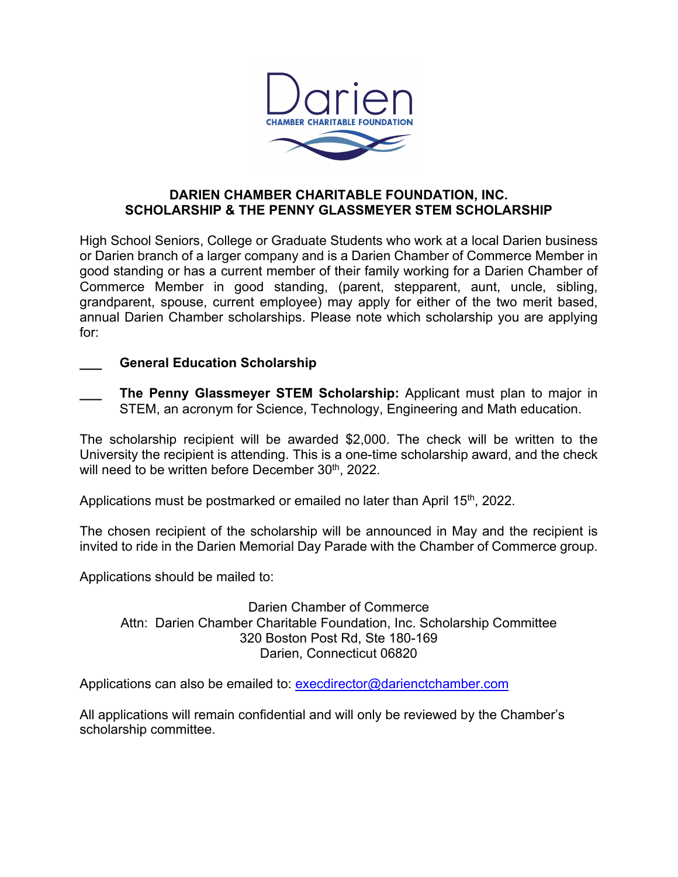Darien

CHAMBER CHARITABLE FOUNDATION

## DARIEN CHAMBER CHARITABLE FOUNDATION, INC.
## SCHOLARSHIP & THE PENNY GLASSMEYER STEM SCHOLARSHIP

High School Seniors, College or Graduate Students who work at a local Darien business or Darien branch of a larger company and is a Darien Chamber of Commerce Member in good standing or has a current member of their family working for a Darien Chamber of Commerce Member in good standing, (parent, stepparent, aunt, uncle, sibling, grandparent, spouse, current employee) may apply for either of the two merit based, annual Darien Chamber scholarships. Please note which scholarship you are applying for:

___ **General Education Scholarship**

___ **The Penny Glassmeyer STEM Scholarship:** Applicant must plan to major in STEM, an acronym for Science, Technology, Engineering and Math education.

The scholarship recipient will be awarded $2,000. The check will be written to the University the recipient is attending. This is a one-time scholarship award, and the check will need to be written before December 30th, 2022.

Applications must be postmarked or emailed no later than April 15th, 2022.

The chosen recipient of the scholarship will be announced in May and the recipient is invited to ride in the Darien Memorial Day Parade with the Chamber of Commerce group.

Applications should be mailed to:

Darien Chamber of Commerce
Attn: Darien Chamber Charitable Foundation, Inc. Scholarship Committee
320 Boston Post Rd, Ste 180-169
Darien, Connecticut 06820

Applications can also be emailed to: execdirector@darienctchamber.com

All applications will remain confidential and will only be reviewed by the Chamber's scholarship committee.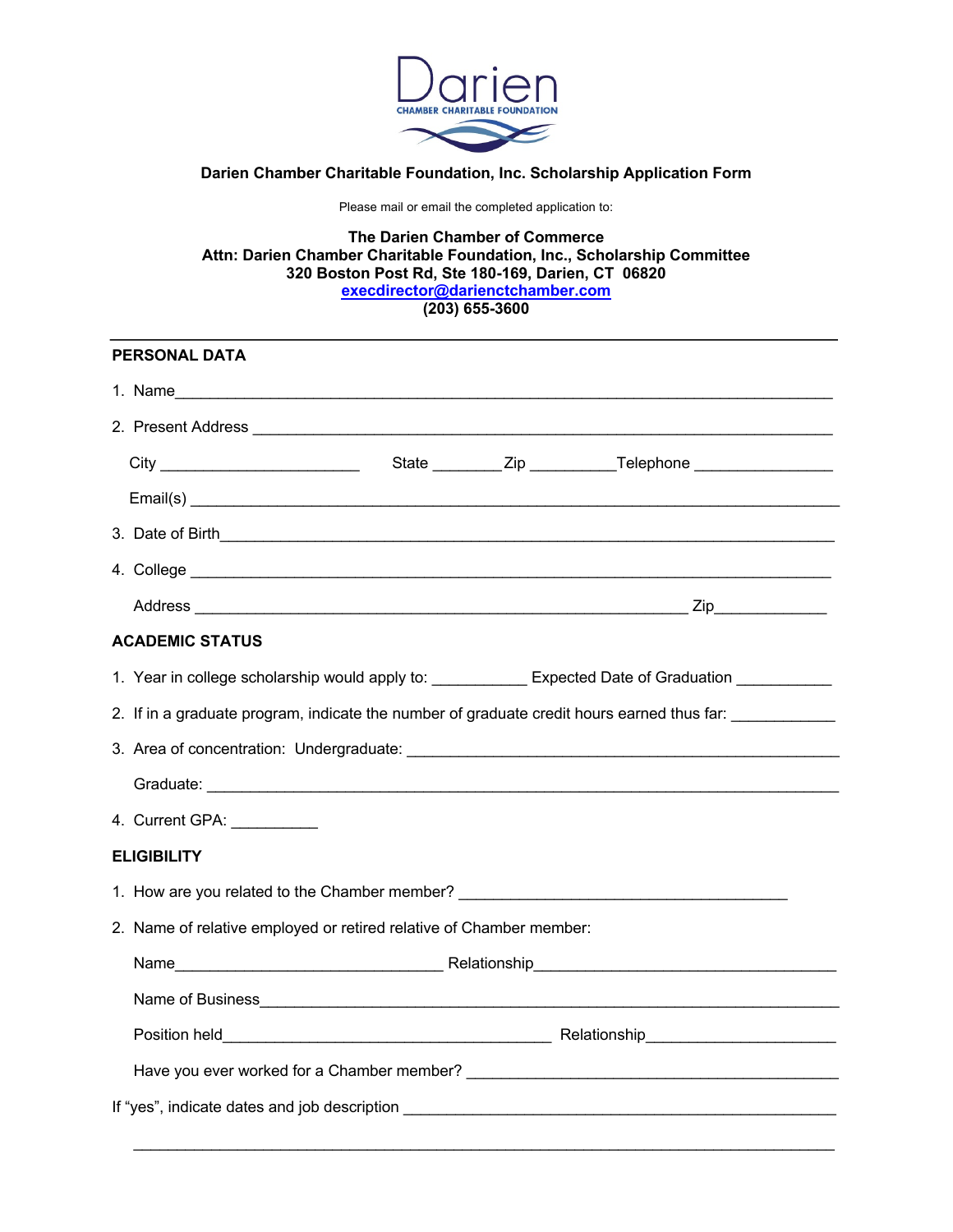Darien
CHAMBER CHARITABLE FOUNDATION

**Darien Chamber Charitable Foundation, Inc. Scholarship Application Form**

Please mail or email the completed application to:

**The Darien Chamber of Commerce**
**Attn: Darien Chamber Charitable Foundation, Inc., Scholarship Committee**
**320 Boston Post Rd, Ste 180-169, Darien, CT  06820**
**execdirector@darienctchamber.com**
**(203) 655-3600**

---

**PERSONAL DATA**

1. Name______________________________________________________________________

2. Present Address _______________________________________________________________

   City _______________________ State ________Zip __________Telephone ________________

   Email(s) _____________________________________________________________________

3. Date of Birth_________________________________________________________________

4. College _____________________________________________________________________

   Address ___________________________________________________ Zip_____________

**ACADEMIC STATUS**

1. Year in college scholarship would apply to: ___________ Expected Date of Graduation ___________

2. If in a graduate program, indicate the number of graduate credit hours earned thus far: ____________

3. Area of concentration: Undergraduate: _____________________________________________

   Graduate: _________________________________________________________________

4. Current GPA: __________

**ELIGIBILITY**

1. How are you related to the Chamber member? ______________________________________

2. Name of relative employed or retired relative of Chamber member:

   Name_______________________________ Relationship___________________________________

   Name of Business_________________________________________________________________

   Position held______________________________________ Relationship_____________________

   Have you ever worked for a Chamber member? ____________________________________________

If "yes", indicate dates and job description ___________________________________________________

_______________________________________________________________________________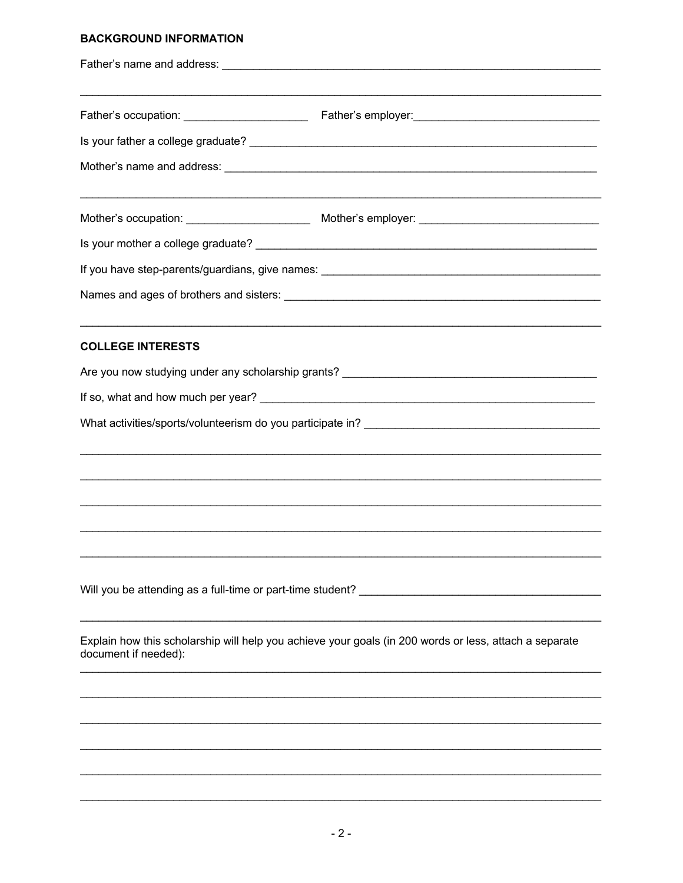**BACKGROUND INFORMATION**

Father's name and address: ______________________________________________________________

_________________________________________________________________________________

Father's occupation: ____________________ Father's employer: ______________________________

Is your father a college graduate? _________________________________________________________

Mother's name and address: _____________________________________________________________

_________________________________________________________________________________

Mother's occupation: ____________________ Mother's employer: _____________________________

Is your mother a college graduate? ________________________________________________________

If you have step-parents/guardians, give names: _____________________________________________

Names and ages of brothers and sisters: ____________________________________________________

_________________________________________________________________________________

**COLLEGE INTERESTS**

Are you now studying under any scholarship grants? ___________________________________________

If so, what and how much per year? _______________________________________________________

What activities/sports/volunteerism do you participate in? ______________________________________

_________________________________________________________________________________

_________________________________________________________________________________

_________________________________________________________________________________

_________________________________________________________________________________

_________________________________________________________________________________

Will you be attending as a full-time or part-time student? ________________________________________

_________________________________________________________________________________

Explain how this scholarship will help you achieve your goals (in 200 words or less, attach a separate document if needed):

_________________________________________________________________________________

_________________________________________________________________________________

_________________________________________________________________________________

_________________________________________________________________________________

_________________________________________________________________________________

_________________________________________________________________________________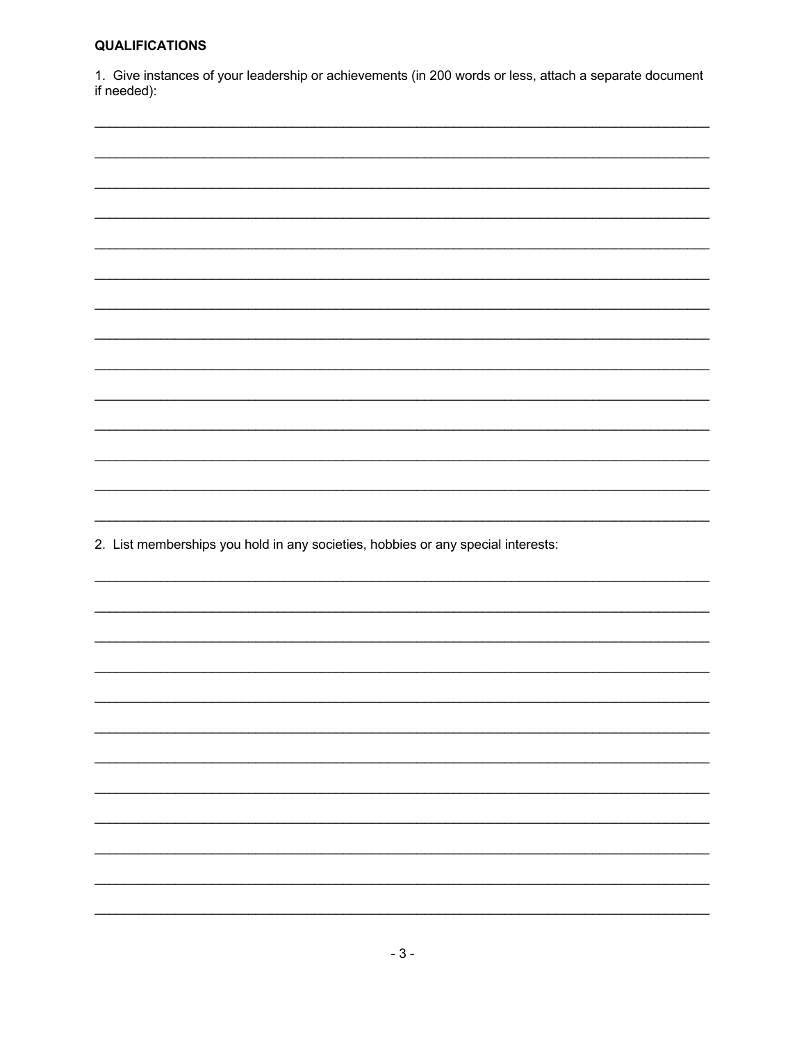**QUALIFICATIONS**

1. Give instances of your leadership or achievements (in 200 words or less, attach a separate document if needed):

______________________________________________________________________________

______________________________________________________________________________

______________________________________________________________________________

______________________________________________________________________________

______________________________________________________________________________

______________________________________________________________________________

______________________________________________________________________________

______________________________________________________________________________

______________________________________________________________________________

______________________________________________________________________________

______________________________________________________________________________

______________________________________________________________________________

______________________________________________________________________________

______________________________________________________________________________

2. List memberships you hold in any societies, hobbies or any special interests:

______________________________________________________________________________

______________________________________________________________________________

______________________________________________________________________________

______________________________________________________________________________

______________________________________________________________________________

______________________________________________________________________________

______________________________________________________________________________

______________________________________________________________________________

______________________________________________________________________________

______________________________________________________________________________

______________________________________________________________________________

______________________________________________________________________________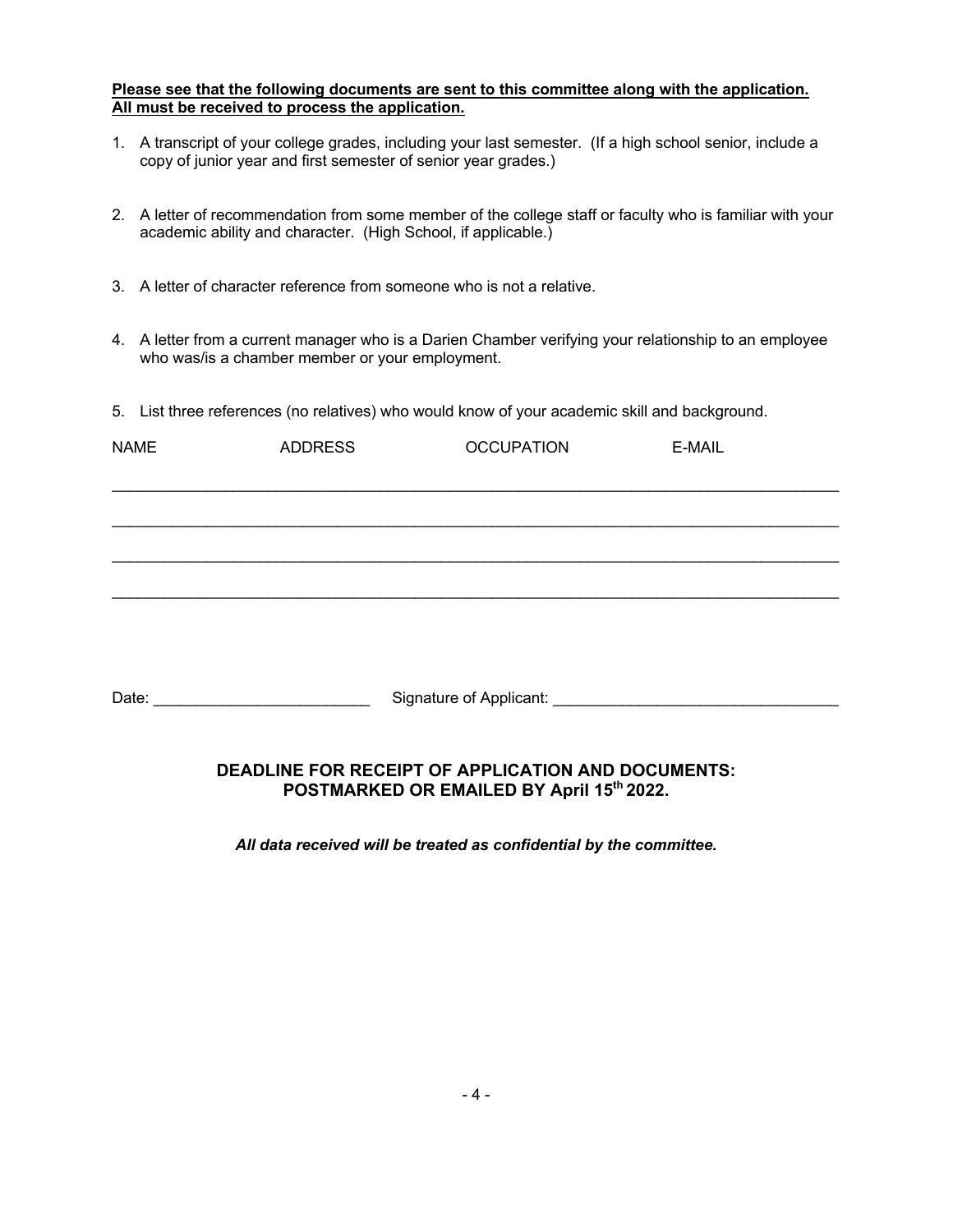**<u>Please see that the following documents are sent to this committee along with the application. All must be received to process the application.</u>**

1. A transcript of your college grades, including your last semester. (If a high school senior, include a copy of junior year and first semester of senior year grades.)

2. A letter of recommendation from some member of the college staff or faculty who is familiar with your academic ability and character. (High School, if applicable.)

3. A letter of character reference from someone who is not a relative.

4. A letter from a current manager who is a Darien Chamber verifying your relationship to an employee who was/is a chamber member or your employment.

5. List three references (no relatives) who would know of your academic skill and background.

| NAME | ADDRESS | OCCUPATION | E-MAIL |
|---|---|---|---|
| | | | |
| | | | |
| | | | |
| | | | |

Date: ________________________ Signature of Applicant: ________________________________

**DEADLINE FOR RECEIPT OF APPLICATION AND DOCUMENTS: POSTMARKED OR EMAILED BY April 15th 2022.**

***All data received will be treated as confidential by the committee.***